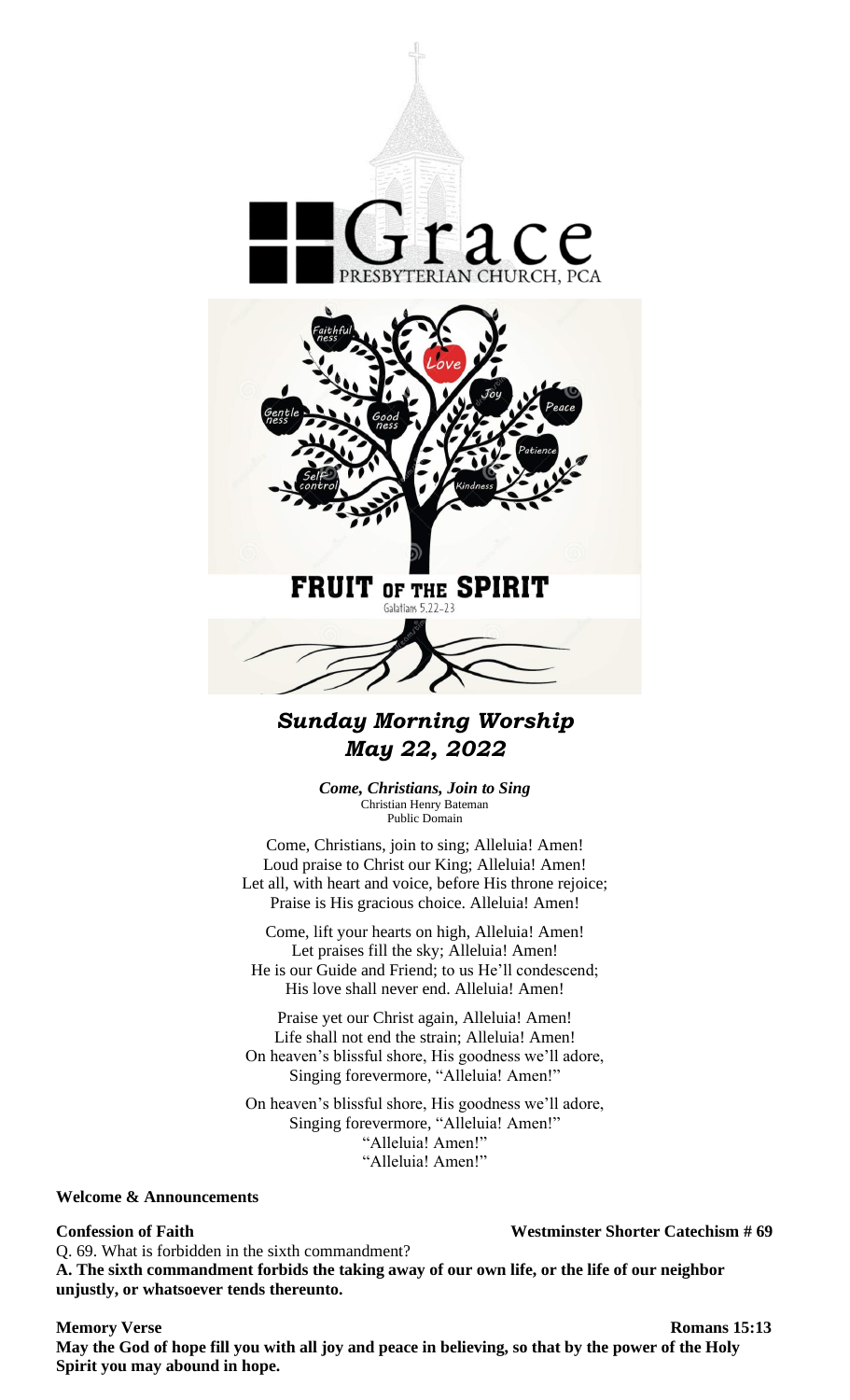# Grace

PRESBYTERIAN CHURCH, PCA

FRUIT OF THE SPIRIT

Galatians 5:22-23

## *Sunday Morning Worship*
## *May 22, 2022*

***Come, Christians, Join to Sing***
Christian Henry Bateman
Public Domain

Come, Christians, join to sing; Alleluia! Amen!
Loud praise to Christ our King; Alleluia! Amen!
Let all, with heart and voice, before His throne rejoice;
Praise is His gracious choice. Alleluia! Amen!

Come, lift your hearts on high, Alleluia! Amen!
Let praises fill the sky; Alleluia! Amen!
He is our Guide and Friend; to us He'll condescend;
His love shall never end. Alleluia! Amen!

Praise yet our Christ again, Alleluia! Amen!
Life shall not end the strain; Alleluia! Amen!
On heaven's blissful shore, His goodness we'll adore,
Singing forevermore, "Alleluia! Amen!"

On heaven's blissful shore, His goodness we'll adore,
Singing forevermore, "Alleluia! Amen!"
"Alleluia! Amen!"
"Alleluia! Amen!"

**Welcome & Announcements**

**Confession of Faith** — **Westminster Shorter Catechism # 69**

Q. 69. What is forbidden in the sixth commandment?

**A. The sixth commandment forbids the taking away of our own life, or the life of our neighbor unjustly, or whatsoever tends thereunto.**

**Memory Verse** — **Romans 15:13**

**May the God of hope fill you with all joy and peace in believing, so that by the power of the Holy Spirit you may abound in hope.**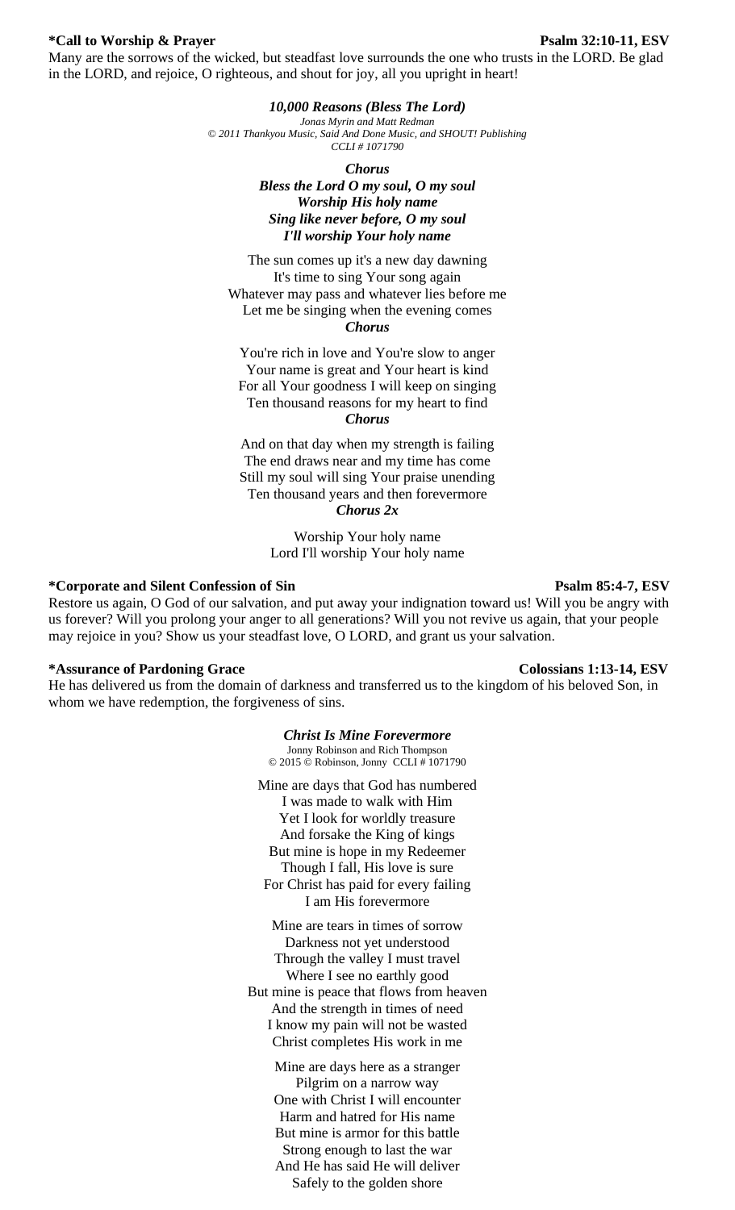**\*Call to Worship & Prayer** **Psalm 32:10-11, ESV**

Many are the sorrows of the wicked, but steadfast love surrounds the one who trusts in the LORD. Be glad in the LORD, and rejoice, O righteous, and shout for joy, all you upright in heart!

***10,000 Reasons (Bless The Lord)***
*Jonas Myrin and Matt Redman*
*© 2011 Thankyou Music, Said And Done Music, and SHOUT! Publishing*
*CCLI # 1071790*

***Chorus***
***Bless the Lord O my soul, O my soul***
***Worship His holy name***
***Sing like never before, O my soul***
***I'll worship Your holy name***

The sun comes up it's a new day dawning
It's time to sing Your song again
Whatever may pass and whatever lies before me
Let me be singing when the evening comes
***Chorus***

You're rich in love and You're slow to anger
Your name is great and Your heart is kind
For all Your goodness I will keep on singing
Ten thousand reasons for my heart to find
***Chorus***

And on that day when my strength is failing
The end draws near and my time has come
Still my soul will sing Your praise unending
Ten thousand years and then forevermore
***Chorus 2x***

Worship Your holy name
Lord I'll worship Your holy name

**\*Corporate and Silent Confession of Sin** **Psalm 85:4-7, ESV**

Restore us again, O God of our salvation, and put away your indignation toward us! Will you be angry with us forever? Will you prolong your anger to all generations? Will you not revive us again, that your people may rejoice in you? Show us your steadfast love, O LORD, and grant us your salvation.

**\*Assurance of Pardoning Grace** **Colossians 1:13-14, ESV**

He has delivered us from the domain of darkness and transferred us to the kingdom of his beloved Son, in whom we have redemption, the forgiveness of sins.

***Christ Is Mine Forevermore***
Jonny Robinson and Rich Thompson
© 2015 © Robinson, Jonny CCLI # 1071790

Mine are days that God has numbered
I was made to walk with Him
Yet I look for worldly treasure
And forsake the King of kings
But mine is hope in my Redeemer
Though I fall, His love is sure
For Christ has paid for every failing
I am His forevermore

Mine are tears in times of sorrow
Darkness not yet understood
Through the valley I must travel
Where I see no earthly good
But mine is peace that flows from heaven
And the strength in times of need
I know my pain will not be wasted
Christ completes His work in me

Mine are days here as a stranger
Pilgrim on a narrow way
One with Christ I will encounter
Harm and hatred for His name
But mine is armor for this battle
Strong enough to last the war
And He has said He will deliver
Safely to the golden shore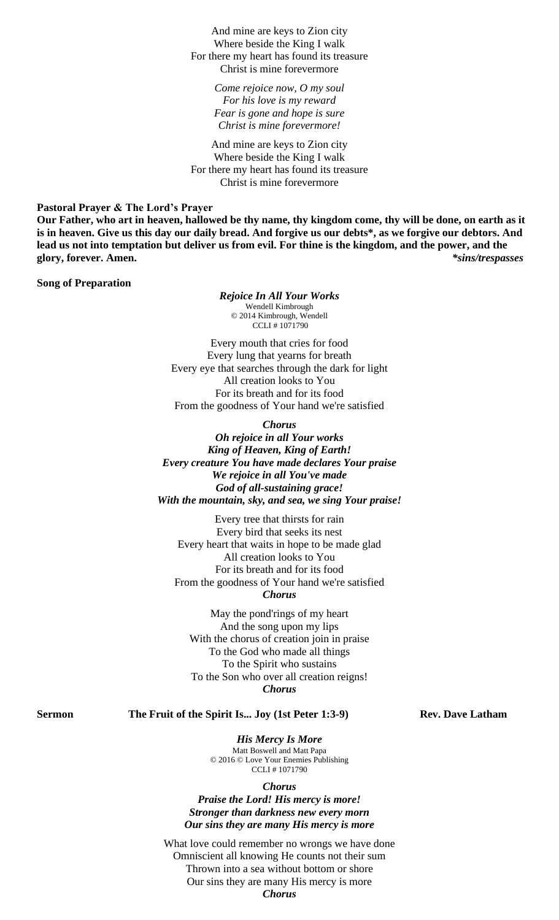And mine are keys to Zion city
Where beside the King I walk
For there my heart has found its treasure
Christ is mine forevermore

*Come rejoice now, O my soul*
*For his love is my reward*
*Fear is gone and hope is sure*
*Christ is mine forevermore!*

And mine are keys to Zion city
Where beside the King I walk
For there my heart has found its treasure
Christ is mine forevermore

**Pastoral Prayer & The Lord's Prayer**

**Our Father, who art in heaven, hallowed be thy name, thy kingdom come, thy will be done, on earth as it is in heaven. Give us this day our daily bread. And forgive us our debts*, as we forgive our debtors. And lead us not into temptation but deliver us from evil. For thine is the kingdom, and the power, and the glory, forever. Amen.** ***sins/trespasses***

**Song of Preparation**

***Rejoice In All Your Works***
Wendell Kimbrough
© 2014 Kimbrough, Wendell
CCLI # 1071790

Every mouth that cries for food
Every lung that yearns for breath
Every eye that searches through the dark for light
All creation looks to You
For its breath and for its food
From the goodness of Your hand we're satisfied

***Chorus***
***Oh rejoice in all Your works***
***King of Heaven, King of Earth!***
***Every creature You have made declares Your praise***
***We rejoice in all You've made***
***God of all-sustaining grace!***
***With the mountain, sky, and sea, we sing Your praise!***

Every tree that thirsts for rain
Every bird that seeks its nest
Every heart that waits in hope to be made glad
All creation looks to You
For its breath and for its food
From the goodness of Your hand we're satisfied
***Chorus***

May the pond'rings of my heart
And the song upon my lips
With the chorus of creation join in praise
To the God who made all things
To the Spirit who sustains
To the Son who over all creation reigns!
***Chorus***

**Sermon** **The Fruit of the Spirit Is... Joy (1st Peter 1:3-9)** **Rev. Dave Latham**

***His Mercy Is More***
Matt Boswell and Matt Papa
© 2016 © Love Your Enemies Publishing
CCLI # 1071790

***Chorus***
***Praise the Lord! His mercy is more!***
***Stronger than darkness new every morn***
***Our sins they are many His mercy is more***

What love could remember no wrongs we have done
Omniscient all knowing He counts not their sum
Thrown into a sea without bottom or shore
Our sins they are many His mercy is more
***Chorus***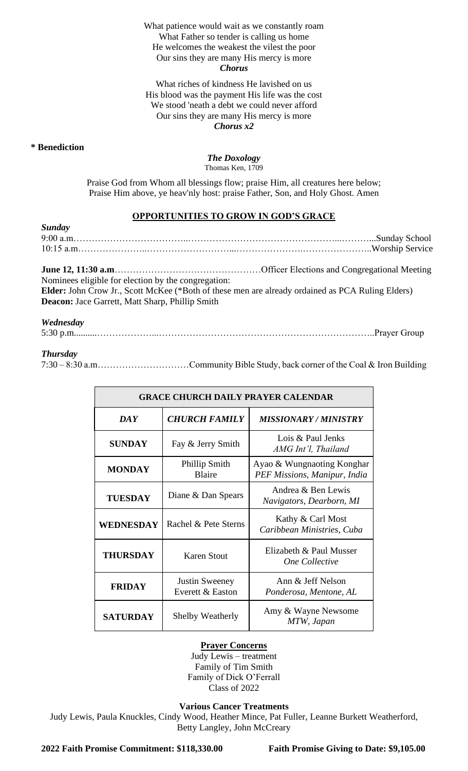What patience would wait as we constantly roam
What Father so tender is calling us home
He welcomes the weakest the vilest the poor
Our sins they are many His mercy is more
***Chorus***

What riches of kindness He lavished on us
His blood was the payment His life was the cost
We stood 'neath a debt we could never afford
Our sins they are many His mercy is more
***Chorus x2***

**\* Benediction**

***The Doxology***
Thomas Ken, 1709

Praise God from Whom all blessings flow; praise Him, all creatures here below;
Praise Him above, ye heav'nly host: praise Father, Son, and Holy Ghost. Amen

## OPPORTUNITIES TO GROW IN GOD'S GRACE

***Sunday***

9:00 a.m.……………………………………………………………………………...Sunday School
10:15 a.m.……………………………………………………………………………..Worship Service

**June 12, 11:30 a.m**……………………………………………Officer Elections and Congregational Meeting
Nominees eligible for election by the congregation:
**Elder:** John Crow Jr., Scott McKee (*Both of these men are already ordained as PCA Ruling Elders)
**Deacon:** Jace Garrett, Matt Sharp, Phillip Smith

***Wednesday***

5:30 p.m..........………………………………………………………………………..Prayer Group

***Thursday***

7:30 – 8:30 a.m…………………………Community Bible Study, back corner of the Coal & Iron Building

| GRACE CHURCH DAILY PRAYER CALENDAR | | |
|---|---|---|
| ***DAY*** | ***CHURCH FAMILY*** | ***MISSIONARY / MINISTRY*** |
| **SUNDAY** | Fay & Jerry Smith | Lois & Paul Jenks *AMG Int'l, Thailand* |
| **MONDAY** | Phillip Smith Blaire | Ayao & Wungnaoting Konghar *PEF Missions, Manipur, India* |
| **TUESDAY** | Diane & Dan Spears | Andrea & Ben Lewis *Navigators, Dearborn, MI* |
| **WEDNESDAY** | Rachel & Pete Sterns | Kathy & Carl Most *Caribbean Ministries, Cuba* |
| **THURSDAY** | Karen Stout | Elizabeth & Paul Musser *One Collective* |
| **FRIDAY** | Justin Sweeney Everett & Easton | Ann & Jeff Nelson *Ponderosa, Mentone, AL* |
| **SATURDAY** | Shelby Weatherly | Amy & Wayne Newsome *MTW, Japan* |

**Prayer Concerns**

Judy Lewis – treatment
Family of Tim Smith
Family of Dick O'Ferrall
Class of 2022

**Various Cancer Treatments**

Judy Lewis, Paula Knuckles, Cindy Wood, Heather Mince, Pat Fuller, Leanne Burkett Weatherford, Betty Langley, John McCreary

**2022 Faith Promise Commitment: $118,330.00** **Faith Promise Giving to Date: $9,105.00**